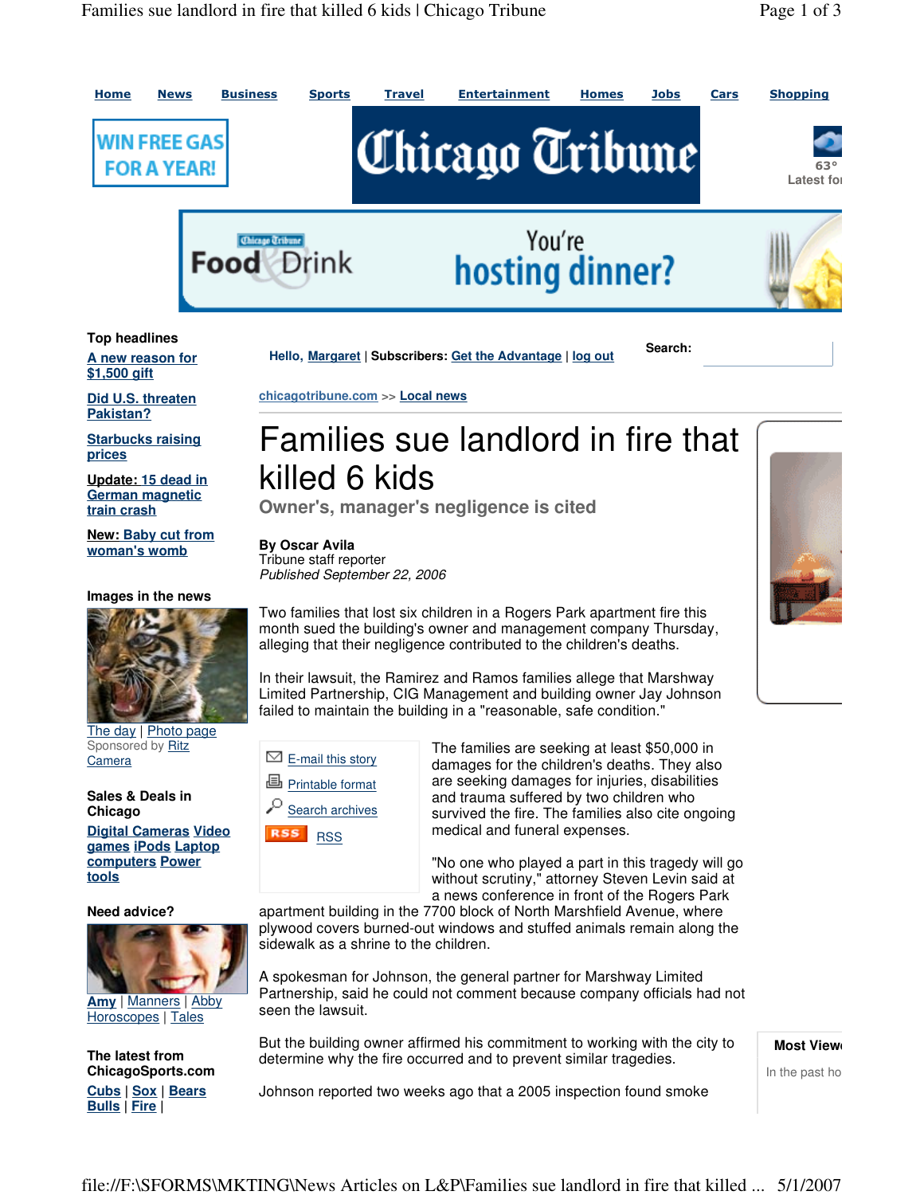Home | News | Business | Sports | Travel | Entertainment | Homes | Jobs | Cars | Shopping

WIN FREE GAS FOR A YEAR!

Chicago Tribune

63°
Latest fo

Chicago Tribune Food Drink — You're hosting dinner?

**Top headlines**

A new reason for $1,500 gift

Did U.S. threaten Pakistan?

Starbucks raising prices

Update: 15 dead in German magnetic train crash

New: Baby cut from woman's womb

**Images in the news**

The day | Photo page
Sponsored by Ritz Camera

**Sales & Deals in Chicago**

Digital Cameras Video games iPods Laptop computers Power tools

**Need advice?**

Amy | Manners | Abby
Horoscopes | Tales

**The latest from ChicagoSports.com**

Cubs | Sox | Bears
Bulls | Fire |

Hello, Margaret | Subscribers: Get the Advantage | log out

Search:

chicagotribune.com >> Local news

# Families sue landlord in fire that killed 6 kids

## Owner's, manager's negligence is cited

**By Oscar Avila**
Tribune staff reporter
*Published September 22, 2006*

Two families that lost six children in a Rogers Park apartment fire this month sued the building's owner and management company Thursday, alleging that their negligence contributed to the children's deaths.

In their lawsuit, the Ramirez and Ramos families allege that Marshway Limited Partnership, CIG Management and building owner Jay Johnson failed to maintain the building in a "reasonable, safe condition."

- E-mail this story
- Printable format
- Search archives
- RSS

The families are seeking at least $50,000 in damages for the children's deaths. They also are seeking damages for injuries, disabilities and trauma suffered by two children who survived the fire. The families also cite ongoing medical and funeral expenses.

"No one who played a part in this tragedy will go without scrutiny," attorney Steven Levin said at a news conference in front of the Rogers Park apartment building in the 7700 block of North Marshfield Avenue, where plywood covers burned-out windows and stuffed animals remain along the sidewalk as a shrine to the children.

A spokesman for Johnson, the general partner for Marshway Limited Partnership, said he could not comment because company officials had not seen the lawsuit.

But the building owner affirmed his commitment to working with the city to determine why the fire occurred and to prevent similar tragedies.

Johnson reported two weeks ago that a 2005 inspection found smoke

**Most Viewe**

In the past ho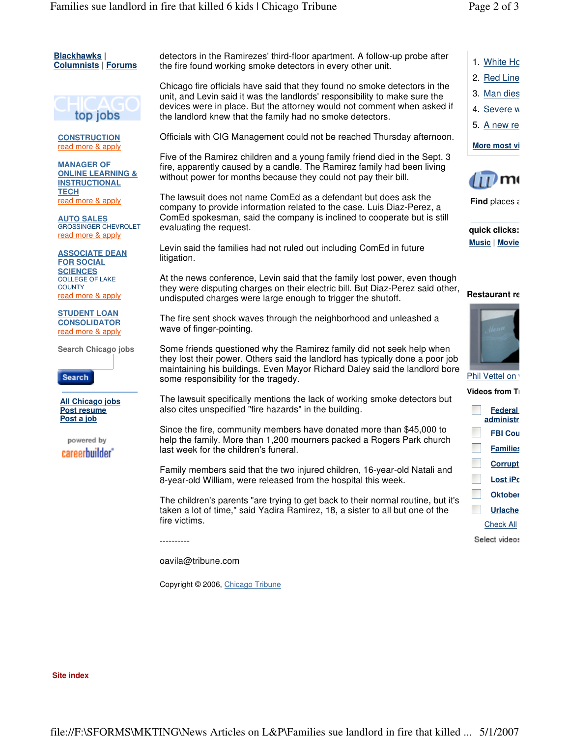detectors in the Ramirezes' third-floor apartment. A follow-up probe after the fire found working smoke detectors in every other unit.

Chicago fire officials have said that they found no smoke detectors in the unit, and Levin said it was the landlords' responsibility to make sure the devices were in place. But the attorney would not comment when asked if the landlord knew that the family had no smoke detectors.

Officials with CIG Management could not be reached Thursday afternoon.

Five of the Ramirez children and a young family friend died in the Sept. 3 fire, apparently caused by a candle. The Ramirez family had been living without power for months because they could not pay their bill.

The lawsuit does not name ComEd as a defendant but does ask the company to provide information related to the case. Luis Diaz-Perez, a ComEd spokesman, said the company is inclined to cooperate but is still evaluating the request.

Levin said the families had not ruled out including ComEd in future litigation.

At the news conference, Levin said that the family lost power, even though they were disputing charges on their electric bill. But Diaz-Perez said other, undisputed charges were large enough to trigger the shutoff.

The fire sent shock waves through the neighborhood and unleashed a wave of finger-pointing.

Some friends questioned why the Ramirez family did not seek help when they lost their power. Others said the landlord has typically done a poor job maintaining his buildings. Even Mayor Richard Daley said the landlord bore some responsibility for the tragedy.

The lawsuit specifically mentions the lack of working smoke detectors but also cites unspecified "fire hazards" in the building.

Since the fire, community members have donated more than $45,000 to help the family. More than 1,200 mourners packed a Rogers Park church last week for the children's funeral.

Family members said that the two injured children, 16-year-old Natali and 8-year-old William, were released from the hospital this week.

The children's parents "are trying to get back to their normal routine, but it's taken a lot of time," said Yadira Ramirez, 18, a sister to all but one of the fire victims.

----------

oavila@tribune.com

Copyright © 2006, Chicago Tribune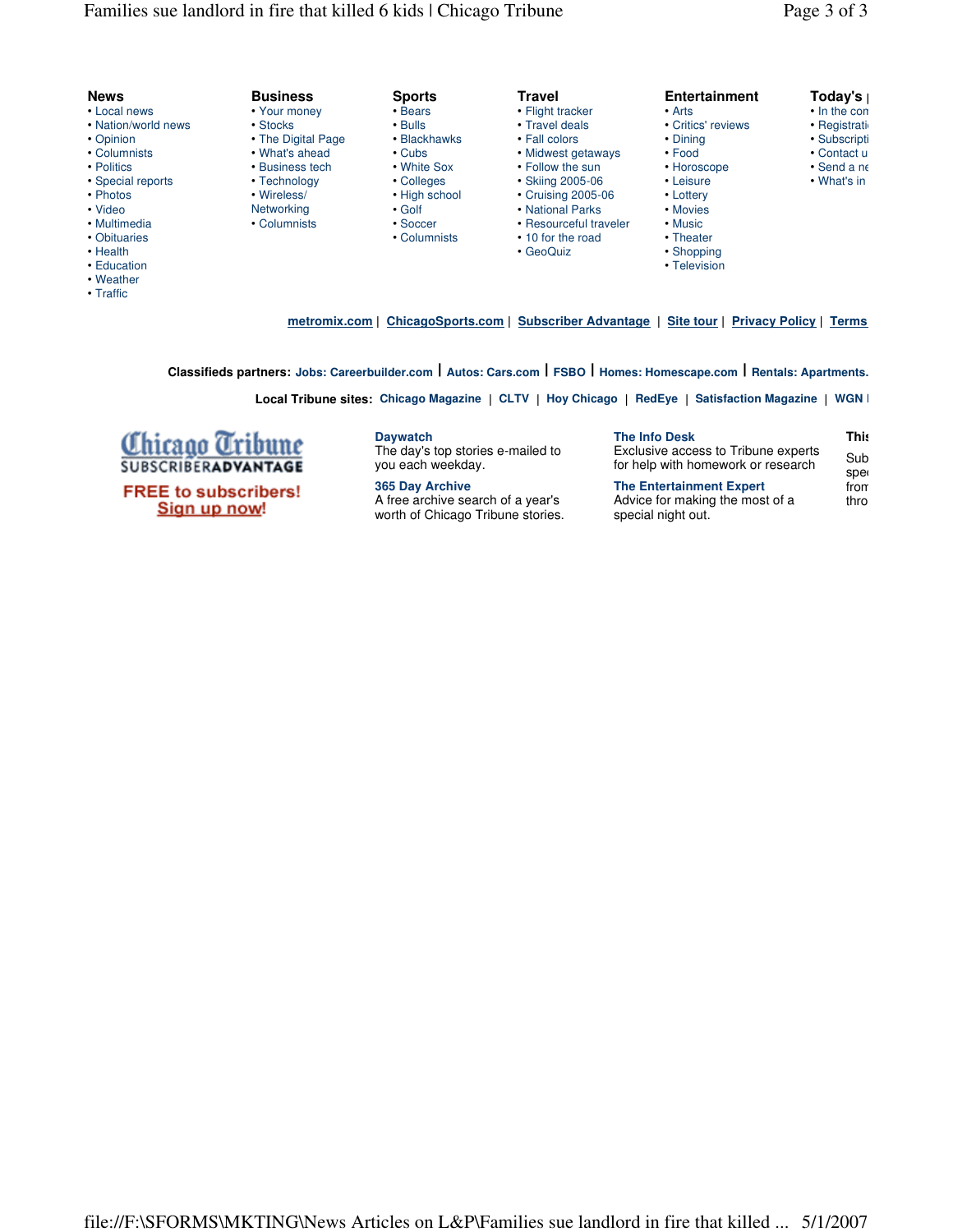**News**
- Local news
- Nation/world news
- Opinion
- Columnists
- Politics
- Special reports
- Photos
- Video
- Multimedia
- Obituaries
- Health
- Education
- Weather
- Traffic

**Business**
- Your money
- Stocks
- The Digital Page
- What's ahead
- Business tech
- Technology
- Wireless/ Networking
- Columnists

**Sports**
- Bears
- Bulls
- Blackhawks
- Cubs
- White Sox
- Colleges
- High school
- Golf
- Soccer
- Columnists

**Travel**
- Flight tracker
- Travel deals
- Fall colors
- Midwest getaways
- Follow the sun
- Skiing 2005-06
- Cruising 2005-06
- National Parks
- Resourceful traveler
- 10 for the road
- GeoQuiz

**Entertainment**
- Arts
- Critics' reviews
- Dining
- Food
- Horoscope
- Leisure
- Lottery
- Movies
- Music
- Theater
- Shopping
- Television

**Today's**
- In the con
- Registrati
- Subscripti
- Contact u
- Send a ne
- What's in

metromix.com | ChicagoSports.com | Subscriber Advantage | Site tour | Privacy Policy | Terms

**Classifieds partners:** Jobs: Careerbuilder.com | Autos: Cars.com | FSBO | Homes: Homescape.com | Rentals: Apartments.

**Local Tribune sites:** Chicago Magazine | CLTV | Hoy Chicago | RedEye | Satisfaction Magazine | WGN

Chicago Tribune SUBSCRIBERADVANTAGE

FREE to subscribers! Sign up now!

**Daywatch**
The day's top stories e-mailed to you each weekday.

**365 Day Archive**
A free archive search of a year's worth of Chicago Tribune stories.

**The Info Desk**
Exclusive access to Tribune experts for help with homework or research

**The Entertainment Expert**
Advice for making the most of a special night out.

**This**
Sub spe from thro